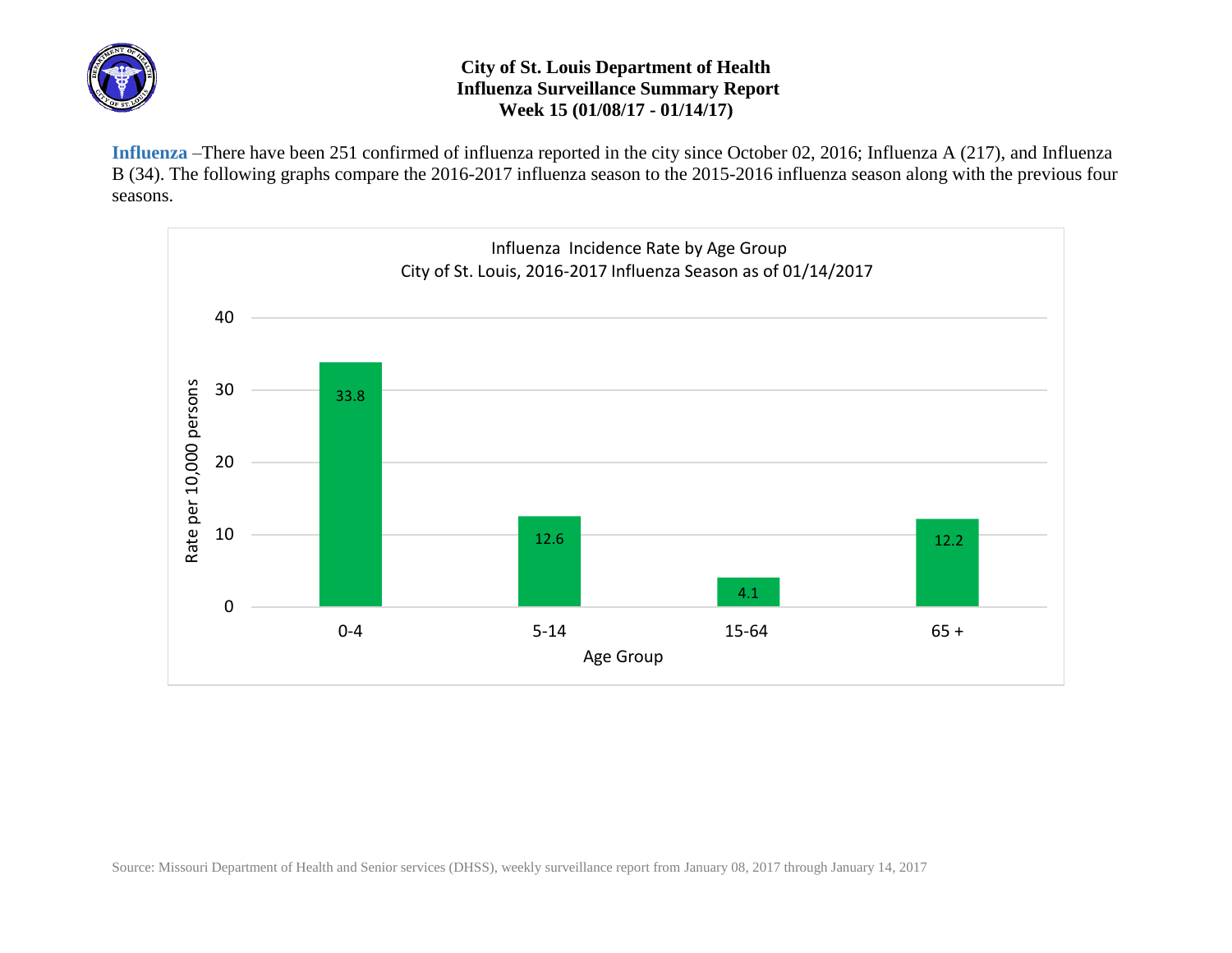# City of St. Louis Department of Health
## Influenza Surveillance Summary Report
### Week 15 (01/08/17 - 01/14/17)

**Influenza** –There have been 251 confirmed of influenza reported in the city since October 02, 2016; Influenza A (217), and Influenza B (34). The following graphs compare the 2016-2017 influenza season to the 2015-2016 influenza season along with the previous four seasons.

Influenza Incidence Rate by Age Group
City of St. Louis, 2016-2017 Influenza Season as of 01/14/2017

| Age Group | Rate per 10,000 persons |
|---|---|
| 0-4 | 33.8 |
| 5-14 | 12.6 |
| 15-64 | 4.1 |
| 65 + | 12.2 |

Source: Missouri Department of Health and Senior services (DHSS), weekly surveillance report from January 08, 2017 through January 14, 2017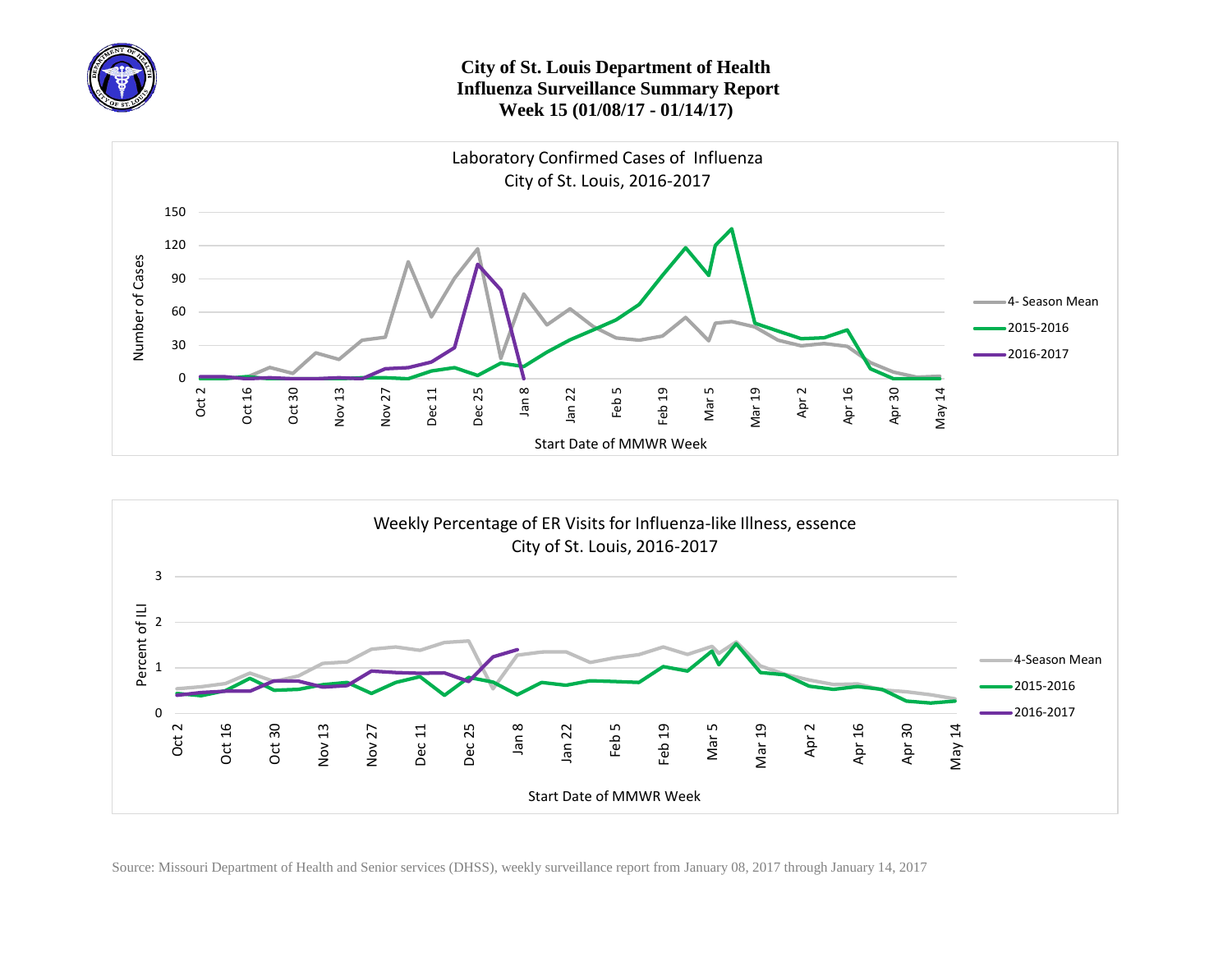**City of St. Louis Department of Health**
**Influenza Surveillance Summary Report**
**Week 15 (01/08/17 - 01/14/17)**

Laboratory Confirmed Cases of Influenza
City of St. Louis, 2016-2017

Number of Cases

150
120
90
60
30
0

Oct 2, Oct 16, Oct 30, Nov 13, Nov 27, Dec 11, Dec 25, Jan 8, Jan 22, Feb 5, Feb 19, Mar 5, Mar 19, Apr 2, Apr 16, Apr 30, May 14

Start Date of MMWR Week

4- Season Mean
2015-2016
2016-2017

Weekly Percentage of ER Visits for Influenza-like Illness, essence
City of St. Louis, 2016-2017

Percent of ILI

3
2
1
0

Oct 2, Oct 16, Oct 30, Nov 13, Nov 27, Dec 11, Dec 25, Jan 8, Jan 22, Feb 5, Feb 19, Mar 5, Mar 19, Apr 2, Apr 16, Apr 30, May 14

Start Date of MMWR Week

4-Season Mean
2015-2016
2016-2017

Source: Missouri Department of Health and Senior services (DHSS), weekly surveillance report from January 08, 2017 through January 14, 2017